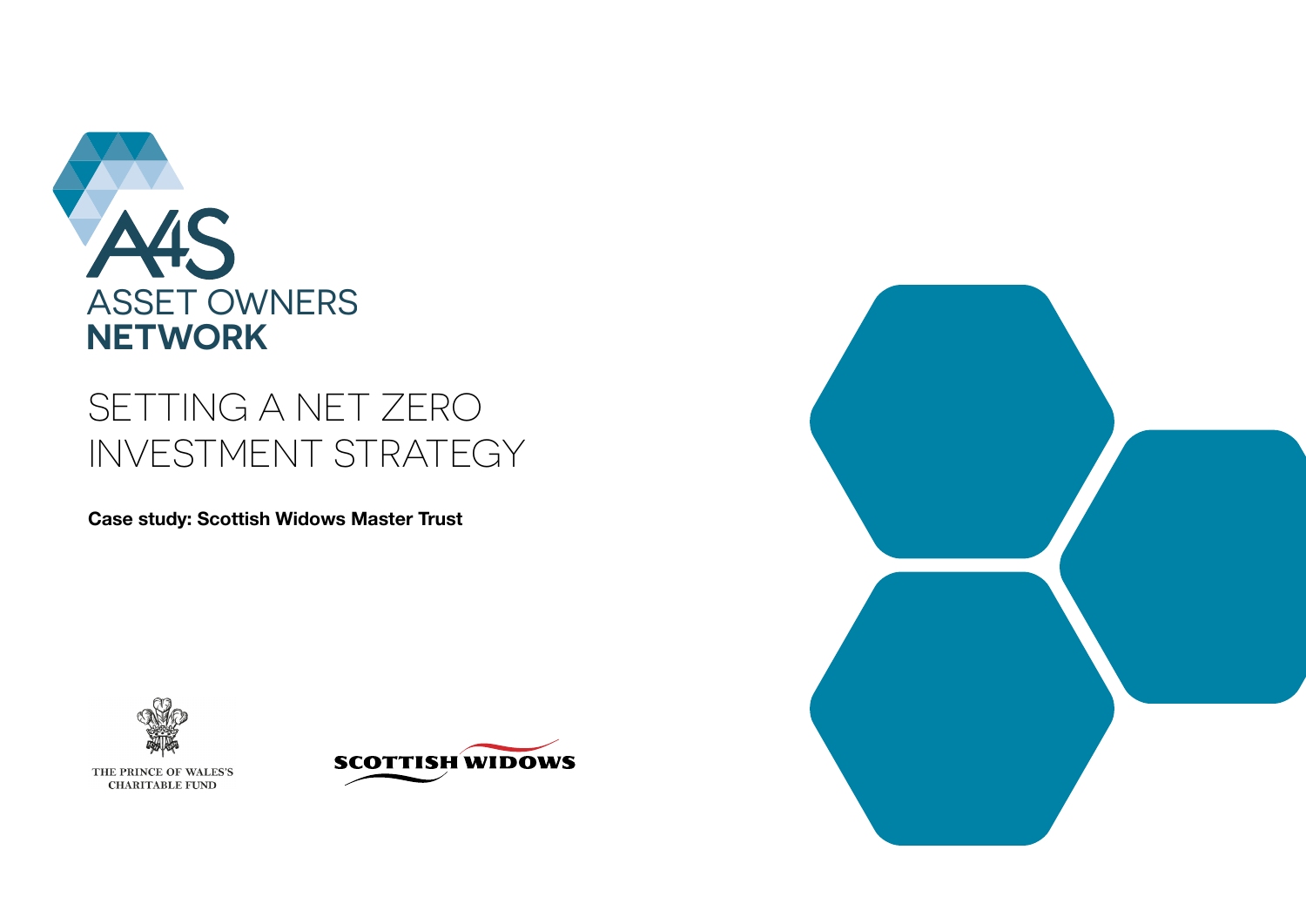A4S

ASSET OWNERS **NETWORK**

# SETTING A NET ZERO INVESTMENT STRATEGY

**Case study: Scottish Widows Master Trust**

THE PRINCE OF WALES'S CHARITABLE FUND

SCOTTISH WIDOWS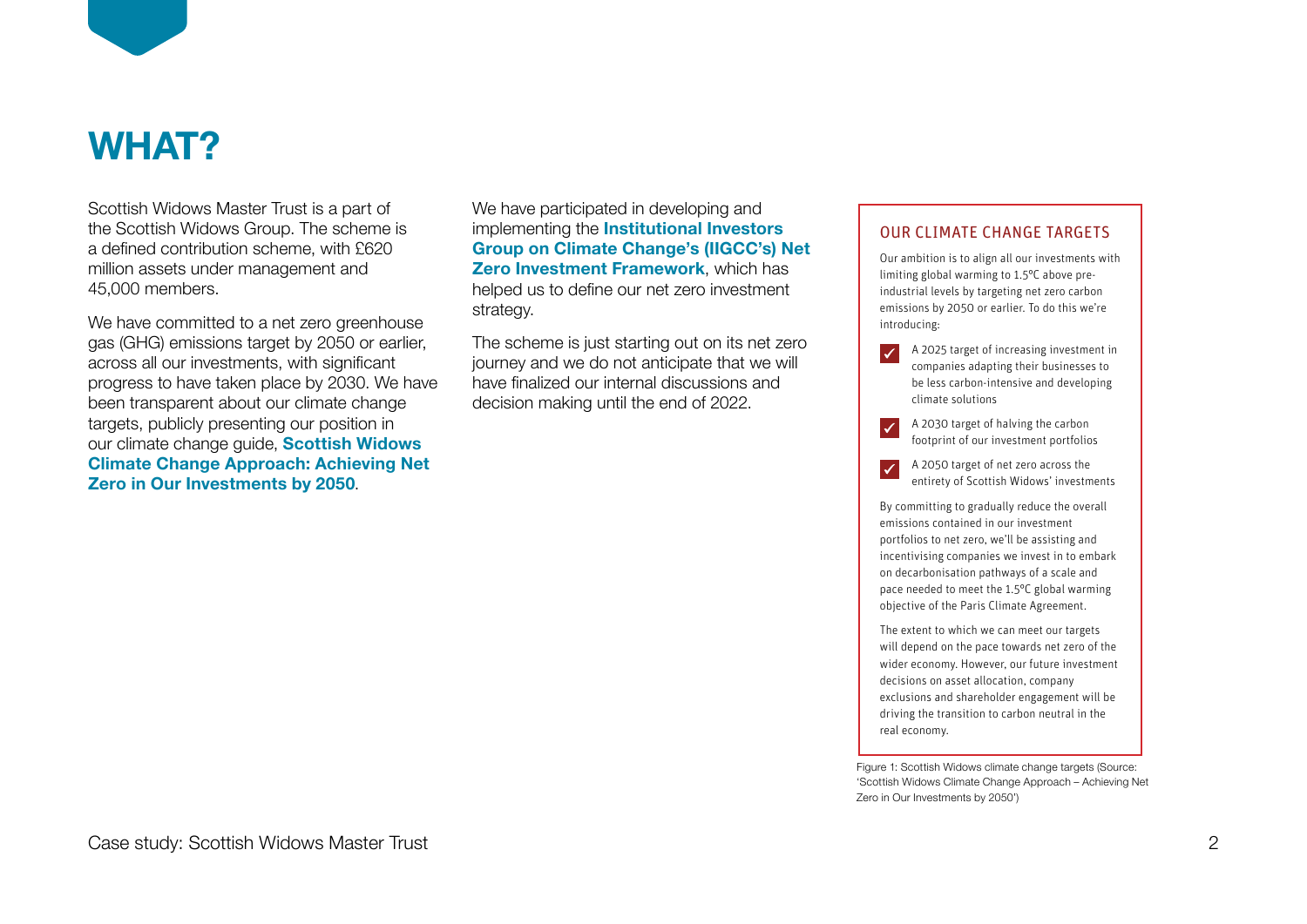# WHAT?

Scottish Widows Master Trust is a part of the Scottish Widows Group. The scheme is a defined contribution scheme, with £620 million assets under management and 45,000 members.

We have committed to a net zero greenhouse gas (GHG) emissions target by 2050 or earlier, across all our investments, with significant progress to have taken place by 2030. We have been transparent about our climate change targets, publicly presenting our position in our climate change guide, **Scottish Widows Climate Change Approach: Achieving Net Zero in Our Investments by 2050**.

We have participated in developing and implementing the **Institutional Investors Group on Climate Change's (IIGCC's) Net Zero Investment Framework**, which has helped us to define our net zero investment strategy.

The scheme is just starting out on its net zero journey and we do not anticipate that we will have finalized our internal discussions and decision making until the end of 2022.

## OUR CLIMATE CHANGE TARGETS

Our ambition is to align all our investments with limiting global warming to 1.5°C above pre-industrial levels by targeting net zero carbon emissions by 2050 or earlier. To do this we're introducing:

- ✓ A 2025 target of increasing investment in companies adapting their businesses to be less carbon-intensive and developing climate solutions
- ✓ A 2030 target of halving the carbon footprint of our investment portfolios
- ✓ A 2050 target of net zero across the entirety of Scottish Widows' investments

By committing to gradually reduce the overall emissions contained in our investment portfolios to net zero, we'll be assisting and incentivising companies we invest in to embark on decarbonisation pathways of a scale and pace needed to meet the 1.5°C global warming objective of the Paris Climate Agreement.

The extent to which we can meet our targets will depend on the pace towards net zero of the wider economy. However, our future investment decisions on asset allocation, company exclusions and shareholder engagement will be driving the transition to carbon neutral in the real economy.

Figure 1: Scottish Widows climate change targets (Source: 'Scottish Widows Climate Change Approach – Achieving Net Zero in Our Investments by 2050')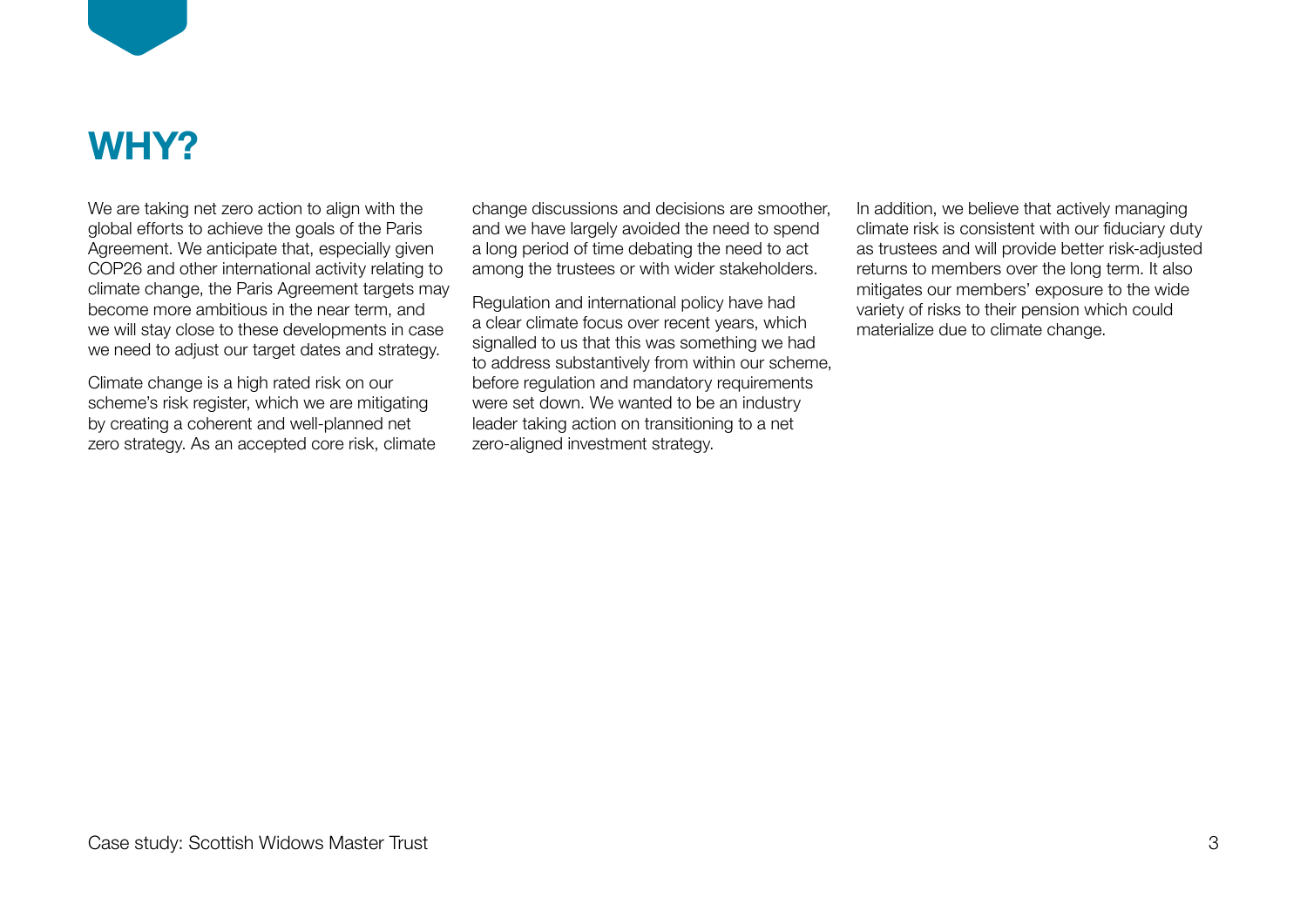# WHY?

We are taking net zero action to align with the global efforts to achieve the goals of the Paris Agreement. We anticipate that, especially given COP26 and other international activity relating to climate change, the Paris Agreement targets may become more ambitious in the near term, and we will stay close to these developments in case we need to adjust our target dates and strategy.

Climate change is a high rated risk on our scheme's risk register, which we are mitigating by creating a coherent and well-planned net zero strategy. As an accepted core risk, climate change discussions and decisions are smoother, and we have largely avoided the need to spend a long period of time debating the need to act among the trustees or with wider stakeholders.

Regulation and international policy have had a clear climate focus over recent years, which signalled to us that this was something we had to address substantively from within our scheme, before regulation and mandatory requirements were set down. We wanted to be an industry leader taking action on transitioning to a net zero-aligned investment strategy.

In addition, we believe that actively managing climate risk is consistent with our fiduciary duty as trustees and will provide better risk-adjusted returns to members over the long term. It also mitigates our members' exposure to the wide variety of risks to their pension which could materialize due to climate change.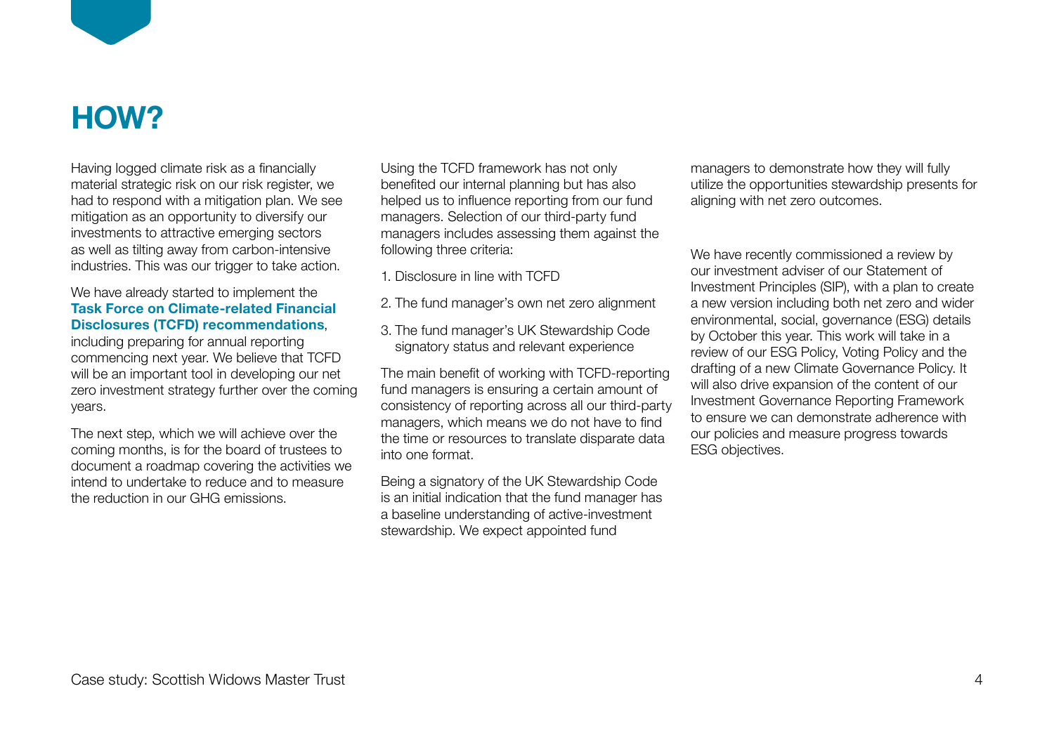# HOW?

Having logged climate risk as a financially material strategic risk on our risk register, we had to respond with a mitigation plan. We see mitigation as an opportunity to diversify our investments to attractive emerging sectors as well as tilting away from carbon-intensive industries. This was our trigger to take action.

We have already started to implement the **Task Force on Climate-related Financial Disclosures (TCFD) recommendations**, including preparing for annual reporting commencing next year. We believe that TCFD will be an important tool in developing our net zero investment strategy further over the coming years.

The next step, which we will achieve over the coming months, is for the board of trustees to document a roadmap covering the activities we intend to undertake to reduce and to measure the reduction in our GHG emissions.

Using the TCFD framework has not only benefited our internal planning but has also helped us to influence reporting from our fund managers. Selection of our third-party fund managers includes assessing them against the following three criteria:

1. Disclosure in line with TCFD
2. The fund manager's own net zero alignment
3. The fund manager's UK Stewardship Code signatory status and relevant experience

The main benefit of working with TCFD-reporting fund managers is ensuring a certain amount of consistency of reporting across all our third-party managers, which means we do not have to find the time or resources to translate disparate data into one format.

Being a signatory of the UK Stewardship Code is an initial indication that the fund manager has a baseline understanding of active-investment stewardship. We expect appointed fund managers to demonstrate how they will fully utilize the opportunities stewardship presents for aligning with net zero outcomes.

We have recently commissioned a review by our investment adviser of our Statement of Investment Principles (SIP), with a plan to create a new version including both net zero and wider environmental, social, governance (ESG) details by October this year. This work will take in a review of our ESG Policy, Voting Policy and the drafting of a new Climate Governance Policy. It will also drive expansion of the content of our Investment Governance Reporting Framework to ensure we can demonstrate adherence with our policies and measure progress towards ESG objectives.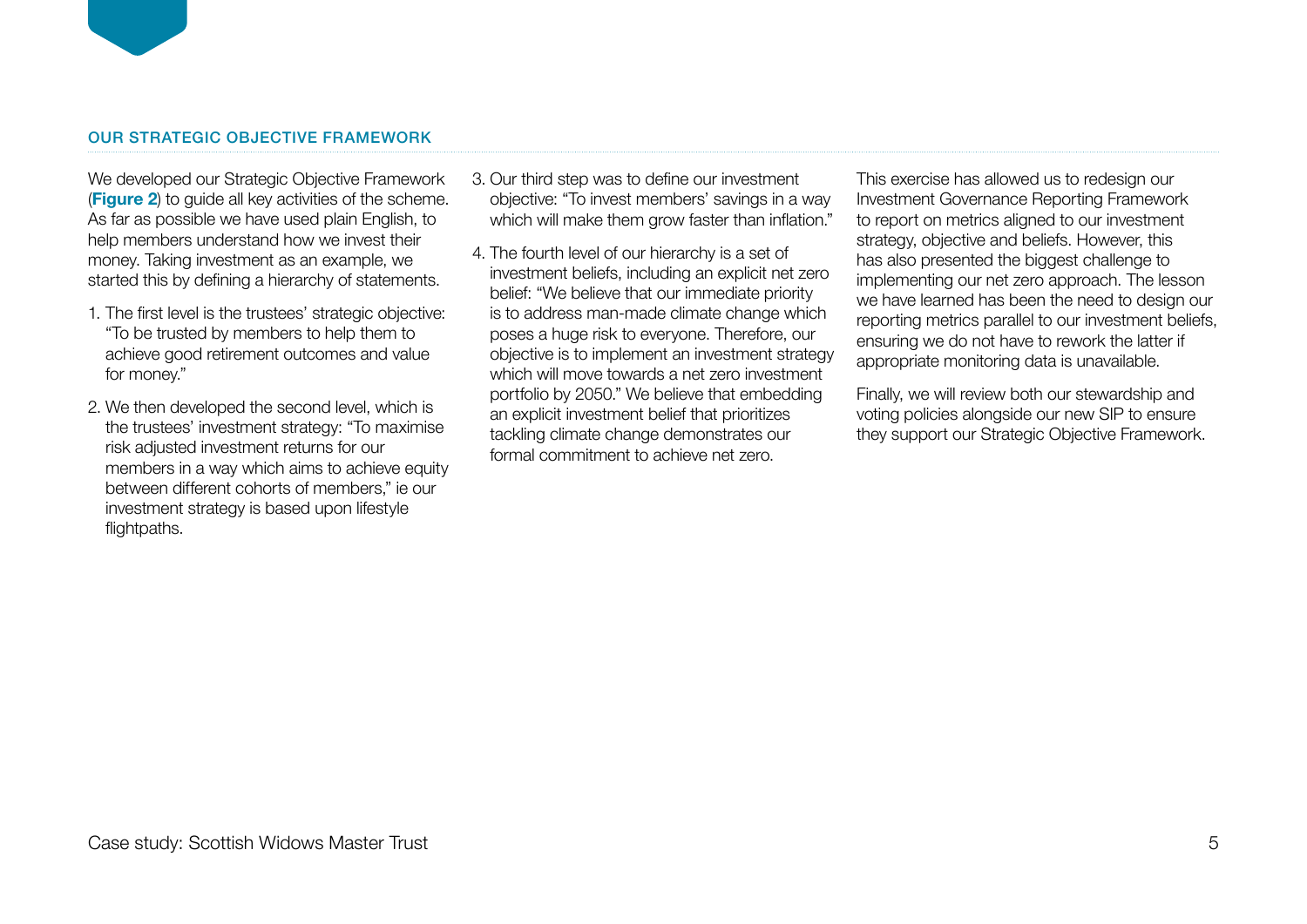## OUR STRATEGIC OBJECTIVE FRAMEWORK

We developed our Strategic Objective Framework (**Figure 2**) to guide all key activities of the scheme. As far as possible we have used plain English, to help members understand how we invest their money. Taking investment as an example, we started this by defining a hierarchy of statements.

1. The first level is the trustees' strategic objective: "To be trusted by members to help them to achieve good retirement outcomes and value for money."
2. We then developed the second level, which is the trustees' investment strategy: "To maximise risk adjusted investment returns for our members in a way which aims to achieve equity between different cohorts of members," ie our investment strategy is based upon lifestyle flightpaths.
3. Our third step was to define our investment objective: "To invest members' savings in a way which will make them grow faster than inflation."
4. The fourth level of our hierarchy is a set of investment beliefs, including an explicit net zero belief: "We believe that our immediate priority is to address man-made climate change which poses a huge risk to everyone. Therefore, our objective is to implement an investment strategy which will move towards a net zero investment portfolio by 2050." We believe that embedding an explicit investment belief that prioritizes tackling climate change demonstrates our formal commitment to achieve net zero.

This exercise has allowed us to redesign our Investment Governance Reporting Framework to report on metrics aligned to our investment strategy, objective and beliefs. However, this has also presented the biggest challenge to implementing our net zero approach. The lesson we have learned has been the need to design our reporting metrics parallel to our investment beliefs, ensuring we do not have to rework the latter if appropriate monitoring data is unavailable.

Finally, we will review both our stewardship and voting policies alongside our new SIP to ensure they support our Strategic Objective Framework.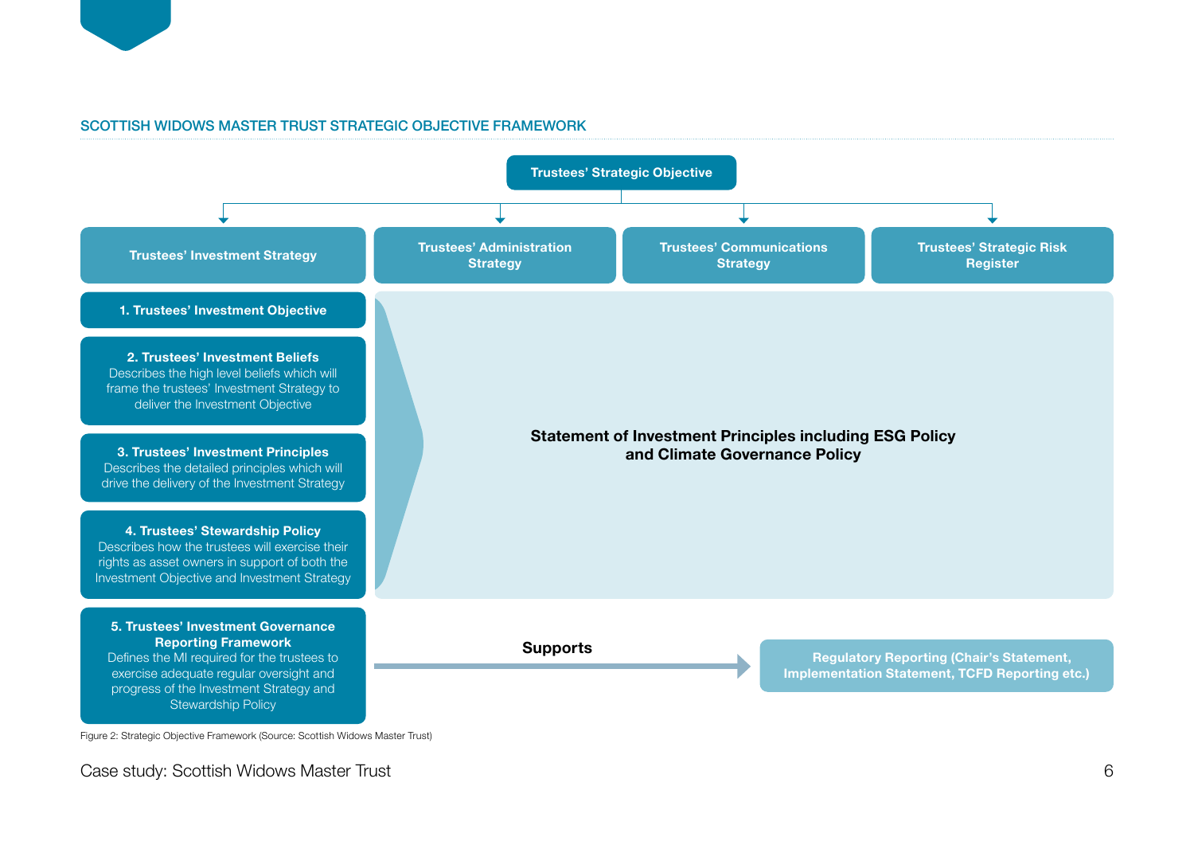## SCOTTISH WIDOWS MASTER TRUST STRATEGIC OBJECTIVE FRAMEWORK

**Trustees' Strategic Objective**

**Trustees' Investment Strategy**

**Trustees' Administration Strategy**

**Trustees' Communications Strategy**

**Trustees' Strategic Risk Register**

**1. Trustees' Investment Objective**

**2. Trustees' Investment Beliefs**
Describes the high level beliefs which will frame the trustees' Investment Strategy to deliver the Investment Objective

**3. Trustees' Investment Principles**
Describes the detailed principles which will drive the delivery of the Investment Strategy

**4. Trustees' Stewardship Policy**
Describes how the trustees will exercise their rights as asset owners in support of both the Investment Objective and Investment Strategy

**5. Trustees' Investment Governance Reporting Framework**
Defines the MI required for the trustees to exercise adequate regular oversight and progress of the Investment Strategy and Stewardship Policy

**Statement of Investment Principles including ESG Policy and Climate Governance Policy**

**Supports**

**Regulatory Reporting (Chair's Statement, Implementation Statement, TCFD Reporting etc.)**

Figure 2: Strategic Objective Framework (Source: Scottish Widows Master Trust)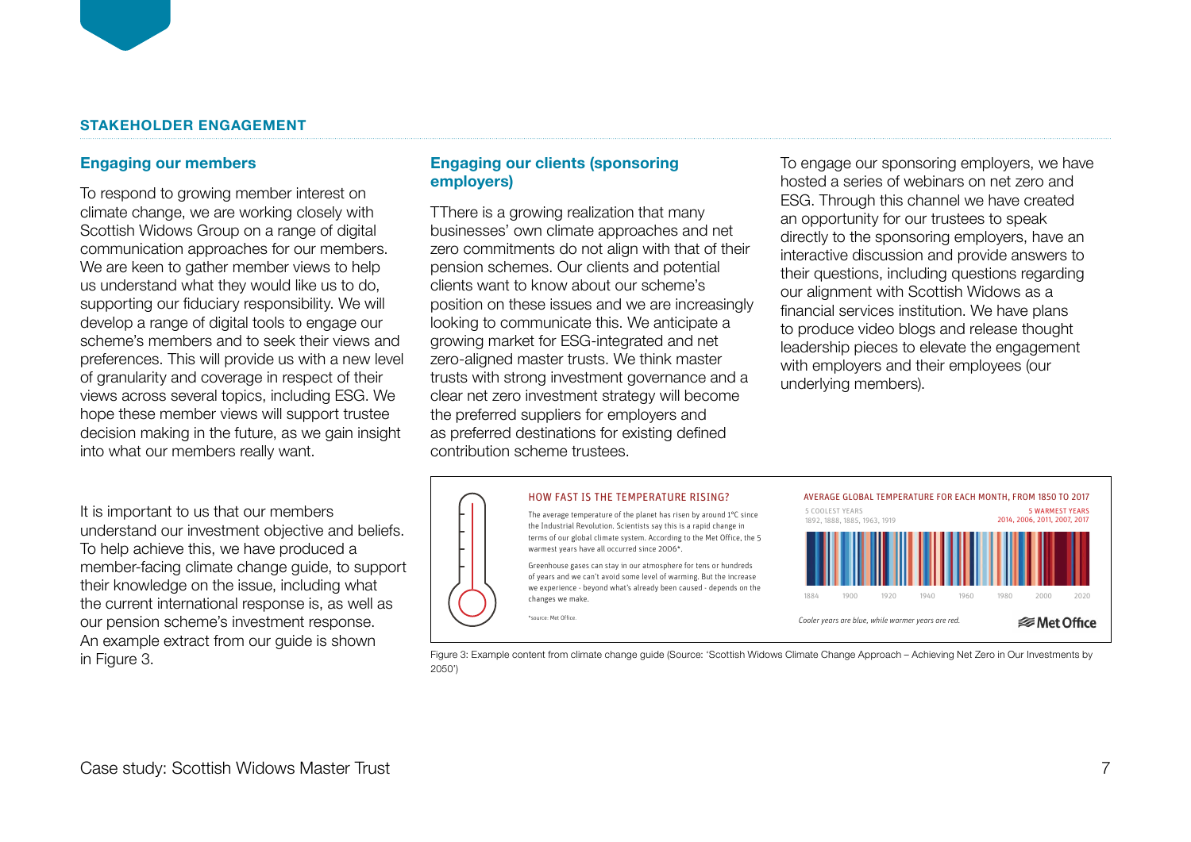## STAKEHOLDER ENGAGEMENT

### Engaging our members

To respond to growing member interest on climate change, we are working closely with Scottish Widows Group on a range of digital communication approaches for our members. We are keen to gather member views to help us understand what they would like us to do, supporting our fiduciary responsibility. We will develop a range of digital tools to engage our scheme's members and to seek their views and preferences. This will provide us with a new level of granularity and coverage in respect of their views across several topics, including ESG. We hope these member views will support trustee decision making in the future, as we gain insight into what our members really want.

It is important to us that our members understand our investment objective and beliefs. To help achieve this, we have produced a member-facing climate change guide, to support their knowledge on the issue, including what the current international response is, as well as our pension scheme's investment response. An example extract from our guide is shown in Figure 3.

### Engaging our clients (sponsoring employers)

TThere is a growing realization that many businesses' own climate approaches and net zero commitments do not align with that of their pension schemes. Our clients and potential clients want to know about our scheme's position on these issues and we are increasingly looking to communicate this. We anticipate a growing market for ESG-integrated and net zero-aligned master trusts. We think master trusts with strong investment governance and a clear net zero investment strategy will become the preferred suppliers for employers and as preferred destinations for existing defined contribution scheme trustees.

To engage our sponsoring employers, we have hosted a series of webinars on net zero and ESG. Through this channel we have created an opportunity for our trustees to speak directly to the sponsoring employers, have an interactive discussion and provide answers to their questions, including questions regarding our alignment with Scottish Widows as a financial services institution. We have plans to produce video blogs and release thought leadership pieces to elevate the engagement with employers and their employees (our underlying members).

HOW FAST IS THE TEMPERATURE RISING?

The average temperature of the planet has risen by around 1°C since the Industrial Revolution. Scientists say this is a rapid change in terms of our global climate system. According to the Met Office, the 5 warmest years have all occurred since 2006*.

Greenhouse gases can stay in our atmosphere for tens or hundreds of years and we can't avoid some level of warming. But the increase we experience - beyond what's already been caused - depends on the changes we make.

*source: Met Office.

AVERAGE GLOBAL TEMPERATURE FOR EACH MONTH, FROM 1850 TO 2017

5 COOLEST YEARS 1892, 1888, 1885, 1963, 1919

5 WARMEST YEARS 2014, 2006, 2011, 2007, 2017

1884 1900 1920 1940 1960 1980 2000 2020

*Cooler years are blue, while warmer years are red.*

Met Office

Figure 3: Example content from climate change guide (Source: 'Scottish Widows Climate Change Approach – Achieving Net Zero in Our Investments by 2050')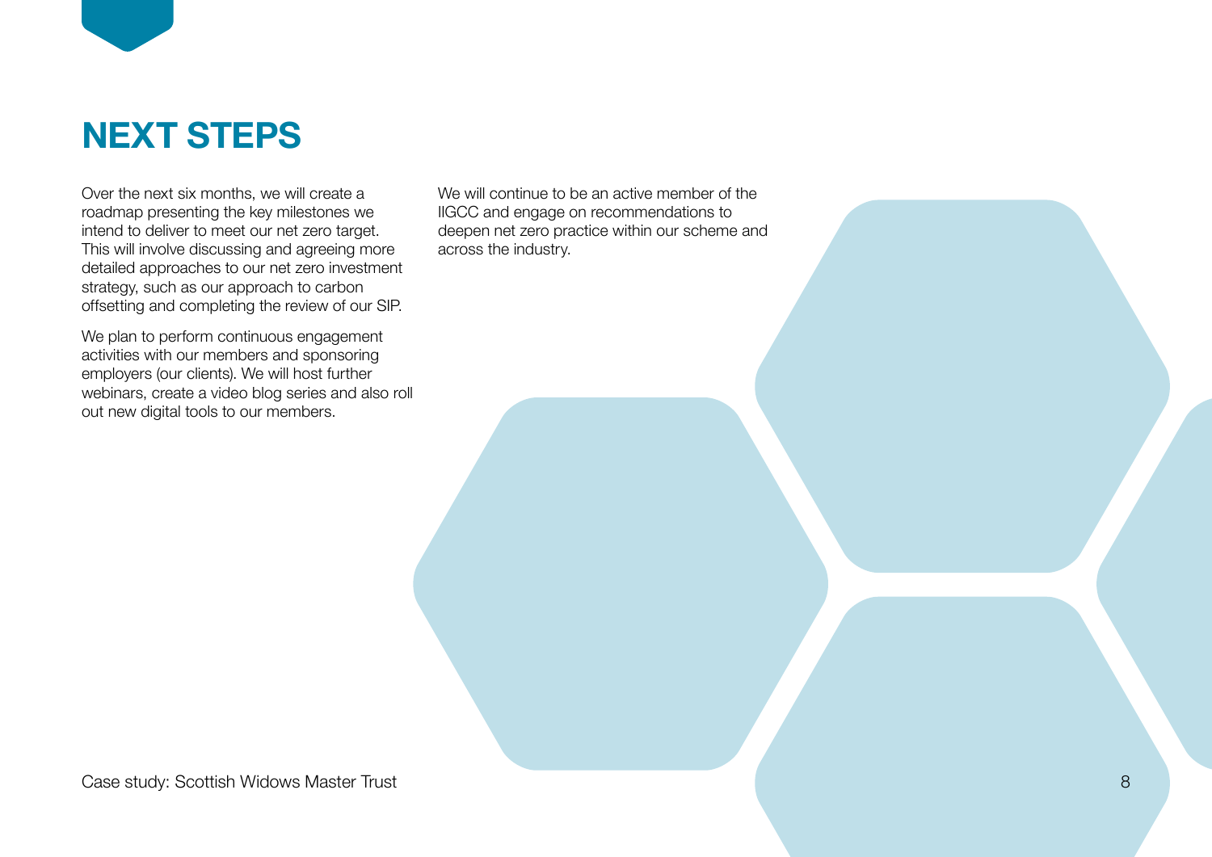# NEXT STEPS

Over the next six months, we will create a roadmap presenting the key milestones we intend to deliver to meet our net zero target. This will involve discussing and agreeing more detailed approaches to our net zero investment strategy, such as our approach to carbon offsetting and completing the review of our SIP.

We plan to perform continuous engagement activities with our members and sponsoring employers (our clients). We will host further webinars, create a video blog series and also roll out new digital tools to our members.

We will continue to be an active member of the IIGCC and engage on recommendations to deepen net zero practice within our scheme and across the industry.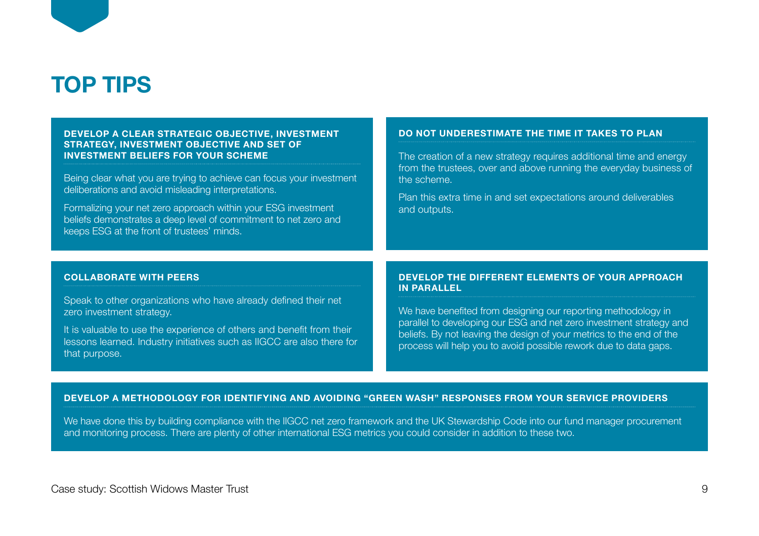# TOP TIPS

### DEVELOP A CLEAR STRATEGIC OBJECTIVE, INVESTMENT STRATEGY, INVESTMENT OBJECTIVE AND SET OF INVESTMENT BELIEFS FOR YOUR SCHEME

Being clear what you are trying to achieve can focus your investment deliberations and avoid misleading interpretations.

Formalizing your net zero approach within your ESG investment beliefs demonstrates a deep level of commitment to net zero and keeps ESG at the front of trustees' minds.

### DO NOT UNDERESTIMATE THE TIME IT TAKES TO PLAN

The creation of a new strategy requires additional time and energy from the trustees, over and above running the everyday business of the scheme.

Plan this extra time in and set expectations around deliverables and outputs.

### COLLABORATE WITH PEERS

Speak to other organizations who have already defined their net zero investment strategy.

It is valuable to use the experience of others and benefit from their lessons learned. Industry initiatives such as IIGCC are also there for that purpose.

### DEVELOP THE DIFFERENT ELEMENTS OF YOUR APPROACH IN PARALLEL

We have benefited from designing our reporting methodology in parallel to developing our ESG and net zero investment strategy and beliefs. By not leaving the design of your metrics to the end of the process will help you to avoid possible rework due to data gaps.

### DEVELOP A METHODOLOGY FOR IDENTIFYING AND AVOIDING "GREEN WASH" RESPONSES FROM YOUR SERVICE PROVIDERS

We have done this by building compliance with the IIGCC net zero framework and the UK Stewardship Code into our fund manager procurement and monitoring process. There are plenty of other international ESG metrics you could consider in addition to these two.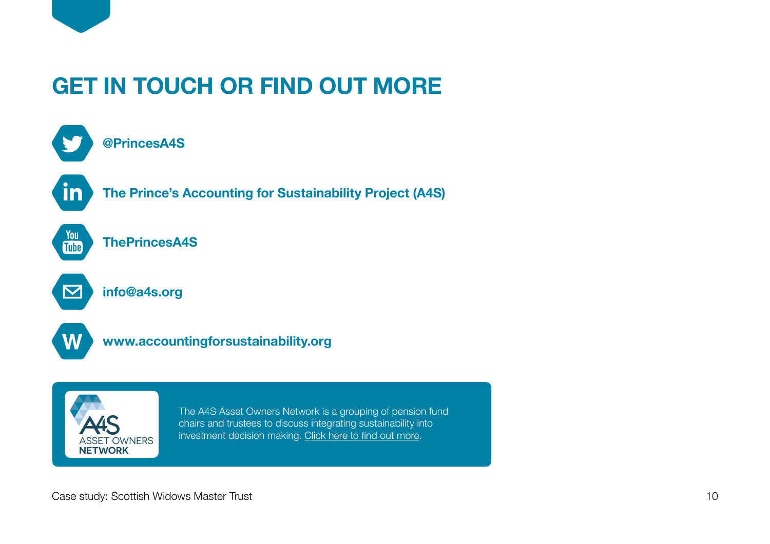# GET IN TOUCH OR FIND OUT MORE

**@PrincesA4S**

**The Prince's Accounting for Sustainability Project (A4S)**

**ThePrincesA4S**

**info@a4s.org**

**www.accountingforsustainability.org**

A4S ASSET OWNERS NETWORK

The A4S Asset Owners Network is a grouping of pension fund chairs and trustees to discuss integrating sustainability into investment decision making. Click here to find out more.